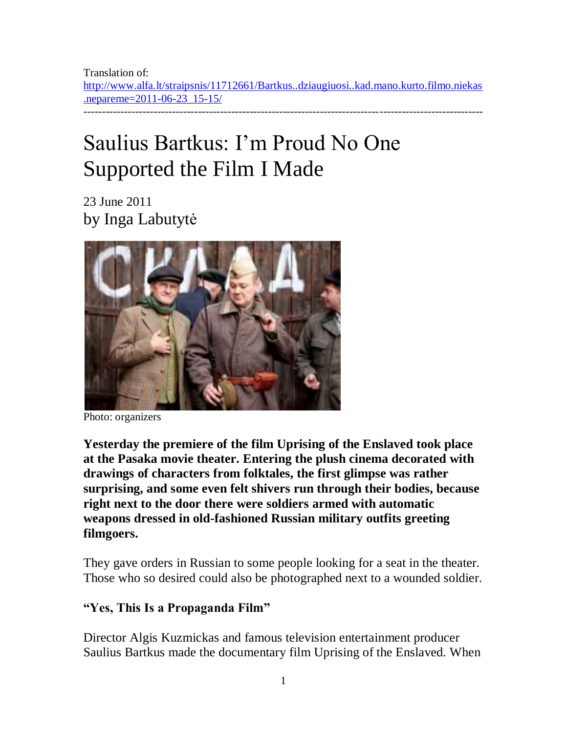Translation of:
http://www.alfa.lt/straipsnis/11712661/Bartkus..dziaugiuosi..kad.mano.kurto.filmo.niekas.nepareme=2011-06-23_15-15/

---

# Saulius Bartkus: I'm Proud No One Supported the Film I Made

23 June 2011
by Inga Labutytė

Photo: organizers

**Yesterday the premiere of the film Uprising of the Enslaved took place at the Pasaka movie theater. Entering the plush cinema decorated with drawings of characters from folktales, the first glimpse was rather surprising, and some even felt shivers run through their bodies, because right next to the door there were soldiers armed with automatic weapons dressed in old-fashioned Russian military outfits greeting filmgoers.**

They gave orders in Russian to some people looking for a seat in the theater. Those who so desired could also be photographed next to a wounded soldier.

### "Yes, This Is a Propaganda Film"

Director Algis Kuzmickas and famous television entertainment producer Saulius Bartkus made the documentary film Uprising of the Enslaved. When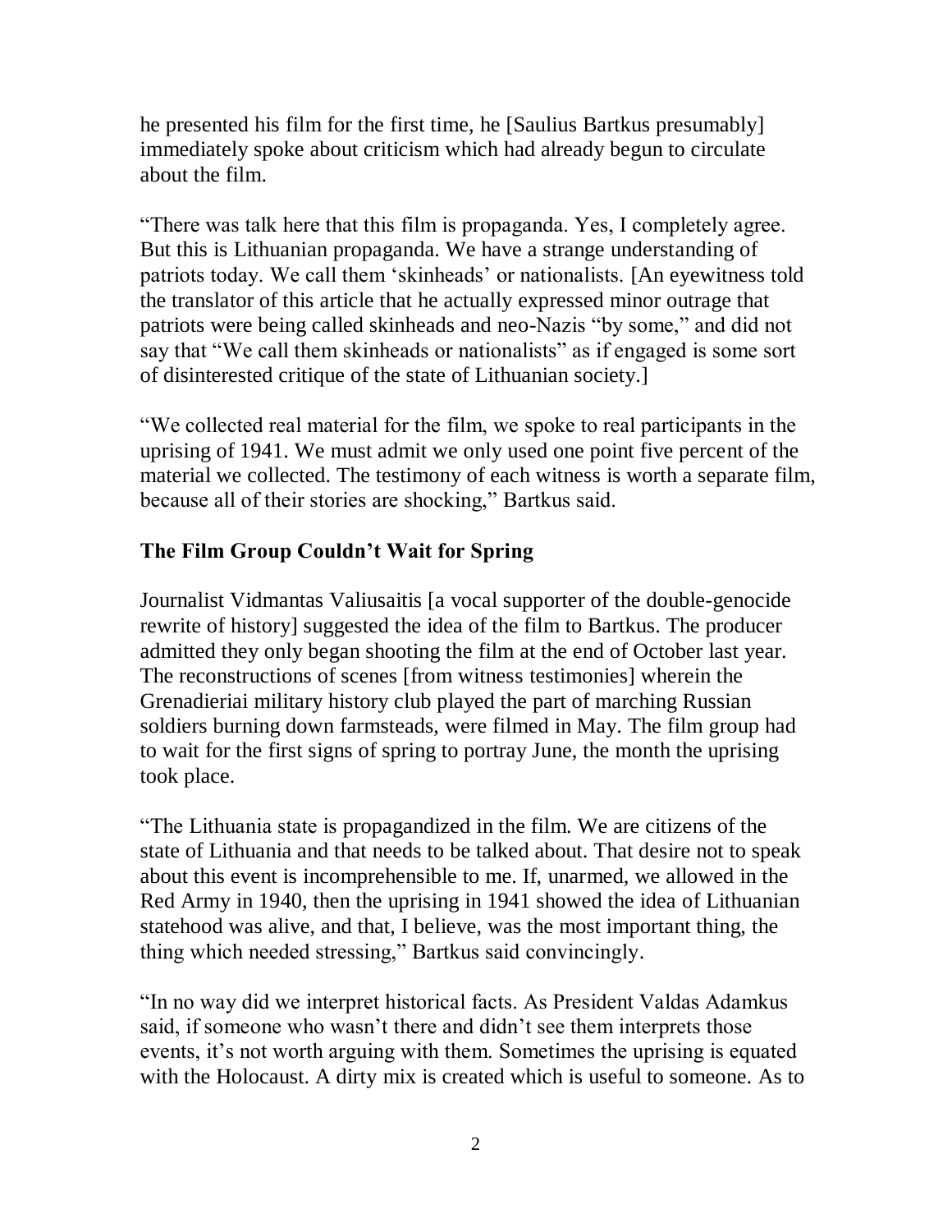he presented his film for the first time, he [Saulius Bartkus presumably] immediately spoke about criticism which had already begun to circulate about the film.

"There was talk here that this film is propaganda. Yes, I completely agree. But this is Lithuanian propaganda. We have a strange understanding of patriots today. We call them 'skinheads' or nationalists. [An eyewitness told the translator of this article that he actually expressed minor outrage that patriots were being called skinheads and neo-Nazis "by some," and did not say that "We call them skinheads or nationalists" as if engaged is some sort of disinterested critique of the state of Lithuanian society.]

"We collected real material for the film, we spoke to real participants in the uprising of 1941. We must admit we only used one point five percent of the material we collected. The testimony of each witness is worth a separate film, because all of their stories are shocking," Bartkus said.

## The Film Group Couldn't Wait for Spring

Journalist Vidmantas Valiusaitis [a vocal supporter of the double-genocide rewrite of history] suggested the idea of the film to Bartkus. The producer admitted they only began shooting the film at the end of October last year. The reconstructions of scenes [from witness testimonies] wherein the Grenadieriai military history club played the part of marching Russian soldiers burning down farmsteads, were filmed in May. The film group had to wait for the first signs of spring to portray June, the month the uprising took place.

"The Lithuania state is propagandized in the film. We are citizens of the state of Lithuania and that needs to be talked about. That desire not to speak about this event is incomprehensible to me. If, unarmed, we allowed in the Red Army in 1940, then the uprising in 1941 showed the idea of Lithuanian statehood was alive, and that, I believe, was the most important thing, the thing which needed stressing," Bartkus said convincingly.

"In no way did we interpret historical facts. As President Valdas Adamkus said, if someone who wasn't there and didn't see them interprets those events, it's not worth arguing with them. Sometimes the uprising is equated with the Holocaust. A dirty mix is created which is useful to someone. As to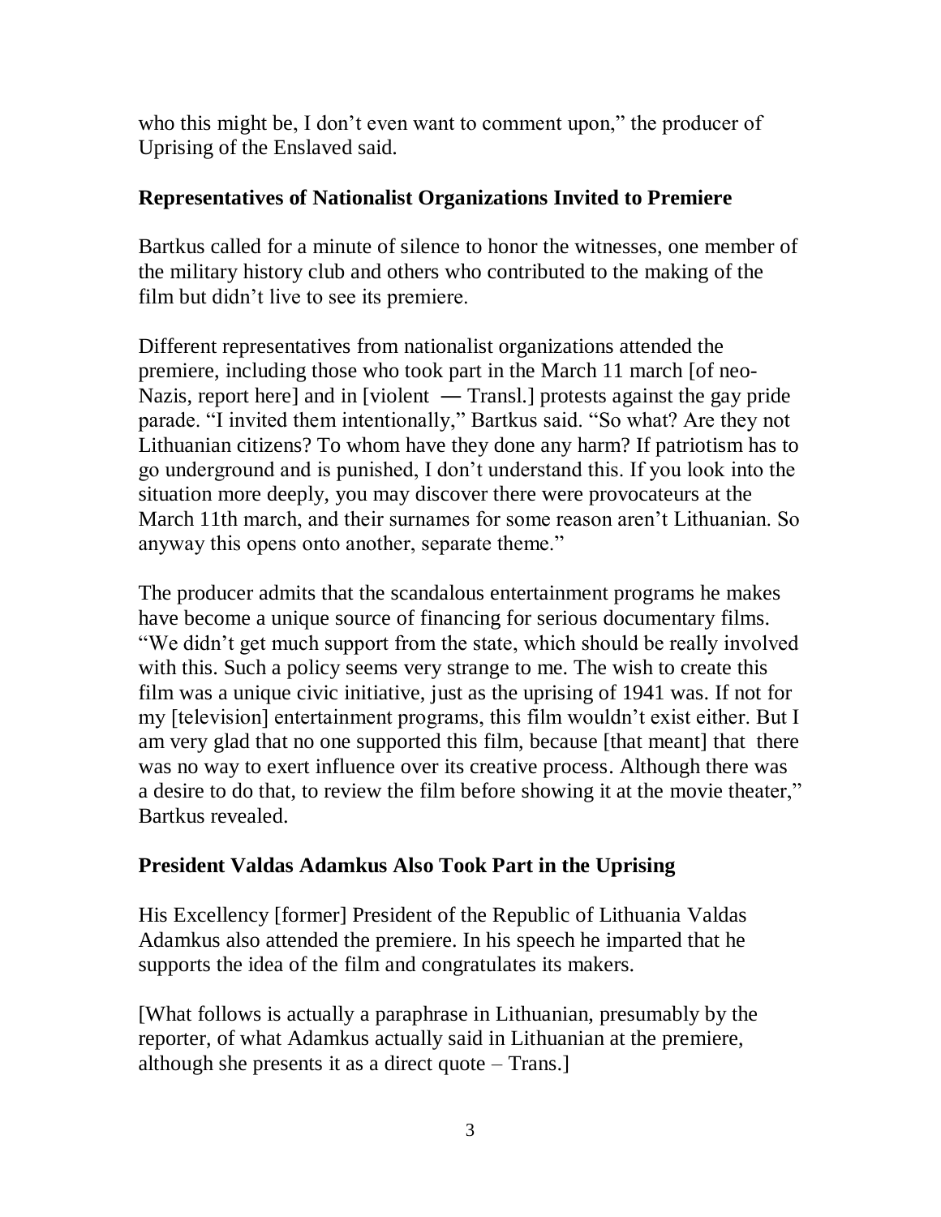who this might be, I don't even want to comment upon," the producer of Uprising of the Enslaved said.

### Representatives of Nationalist Organizations Invited to Premiere

Bartkus called for a minute of silence to honor the witnesses, one member of the military history club and others who contributed to the making of the film but didn't live to see its premiere.

Different representatives from nationalist organizations attended the premiere, including those who took part in the March 11 march [of neo-Nazis, report here] and in [violent — Transl.] protests against the gay pride parade. "I invited them intentionally," Bartkus said. "So what? Are they not Lithuanian citizens? To whom have they done any harm? If patriotism has to go underground and is punished, I don't understand this. If you look into the situation more deeply, you may discover there were provocateurs at the March 11th march, and their surnames for some reason aren't Lithuanian. So anyway this opens onto another, separate theme."

The producer admits that the scandalous entertainment programs he makes have become a unique source of financing for serious documentary films. "We didn't get much support from the state, which should be really involved with this. Such a policy seems very strange to me. The wish to create this film was a unique civic initiative, just as the uprising of 1941 was. If not for my [television] entertainment programs, this film wouldn't exist either. But I am very glad that no one supported this film, because [that meant] that there was no way to exert influence over its creative process. Although there was a desire to do that, to review the film before showing it at the movie theater," Bartkus revealed.

### President Valdas Adamkus Also Took Part in the Uprising

His Excellency [former] President of the Republic of Lithuania Valdas Adamkus also attended the premiere. In his speech he imparted that he supports the idea of the film and congratulates its makers.

[What follows is actually a paraphrase in Lithuanian, presumably by the reporter, of what Adamkus actually said in Lithuanian at the premiere, although she presents it as a direct quote – Trans.]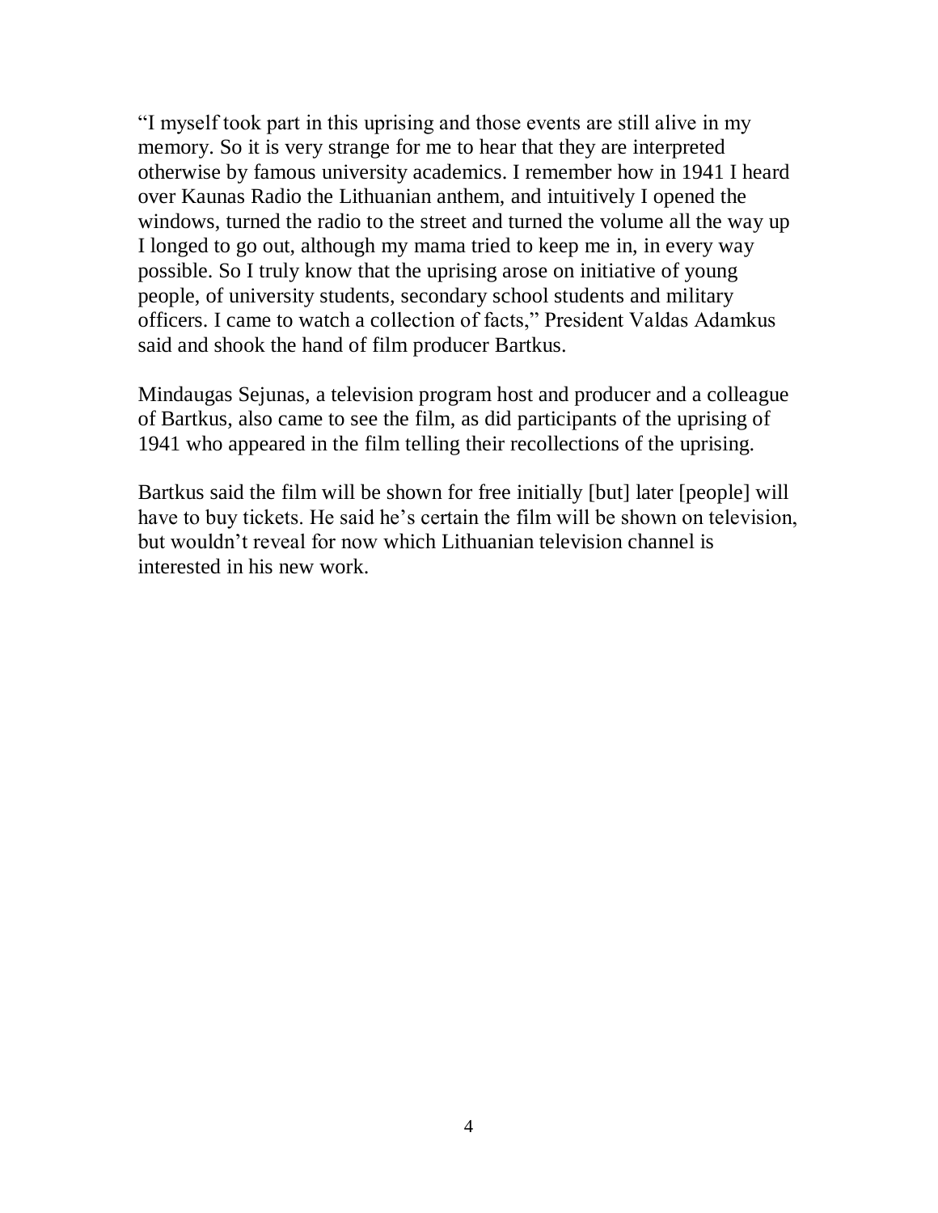"I myself took part in this uprising and those events are still alive in my memory. So it is very strange for me to hear that they are interpreted otherwise by famous university academics. I remember how in 1941 I heard over Kaunas Radio the Lithuanian anthem, and intuitively I opened the windows, turned the radio to the street and turned the volume all the way up I longed to go out, although my mama tried to keep me in, in every way possible. So I truly know that the uprising arose on initiative of young people, of university students, secondary school students and military officers. I came to watch a collection of facts," President Valdas Adamkus said and shook the hand of film producer Bartkus.

Mindaugas Sejunas, a television program host and producer and a colleague of Bartkus, also came to see the film, as did participants of the uprising of 1941 who appeared in the film telling their recollections of the uprising.

Bartkus said the film will be shown for free initially [but] later [people] will have to buy tickets. He said he's certain the film will be shown on television, but wouldn't reveal for now which Lithuanian television channel is interested in his new work.